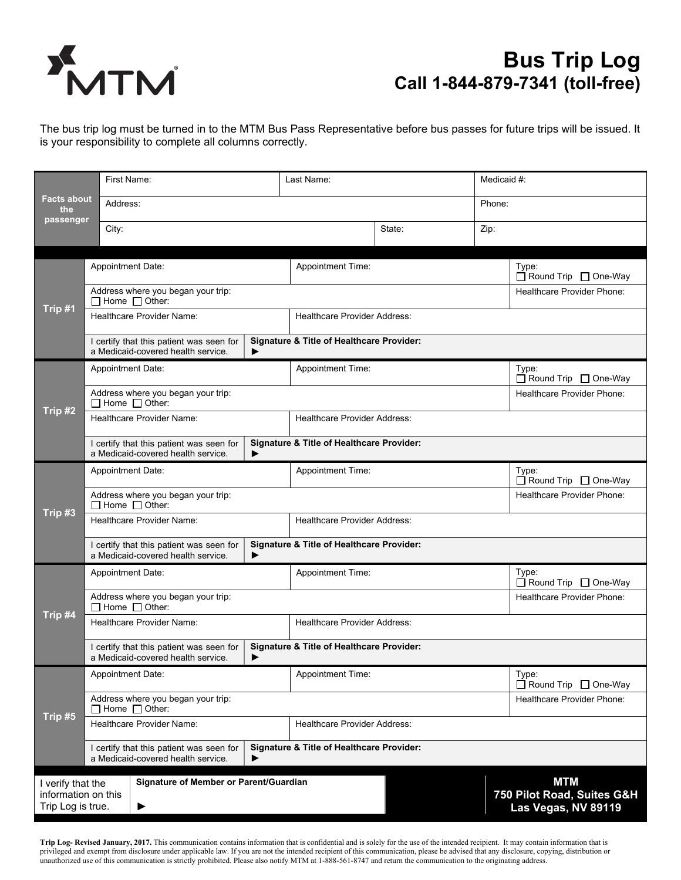MTM

# Bus Trip Log

## Call 1-844-879-7341 (toll-free)

The bus trip log must be turned in to the MTM Bus Pass Representative before bus passes for future trips will be issued. It is your responsibility to complete all columns correctly.

| Facts about the passenger | | | |
|---|---|---|---|
| First Name: | Last Name: | | Medicaid #: |
| Address: | | | Phone: |
| City: | | State: | Zip: |

| Trip #1 | | |
|---|---|---|
| Appointment Date: | Appointment Time: | Type: ☐ Round Trip ☐ One-Way |
| Address where you began your trip: ☐ Home ☐ Other: | | Healthcare Provider Phone: |
| Healthcare Provider Name: | Healthcare Provider Address: | |
| I certify that this patient was seen for a Medicaid-covered health service. | **Signature & Title of Healthcare Provider:** ► | |

| Trip #2 | | |
|---|---|---|
| Appointment Date: | Appointment Time: | Type: ☐ Round Trip ☐ One-Way |
| Address where you began your trip: ☐ Home ☐ Other: | | Healthcare Provider Phone: |
| Healthcare Provider Name: | Healthcare Provider Address: | |
| I certify that this patient was seen for a Medicaid-covered health service. | **Signature & Title of Healthcare Provider:** ► | |

| Trip #3 | | |
|---|---|---|
| Appointment Date: | Appointment Time: | Type: ☐ Round Trip ☐ One-Way |
| Address where you began your trip: ☐ Home ☐ Other: | | Healthcare Provider Phone: |
| Healthcare Provider Name: | Healthcare Provider Address: | |
| I certify that this patient was seen for a Medicaid-covered health service. | **Signature & Title of Healthcare Provider:** ► | |

| Trip #4 | | |
|---|---|---|
| Appointment Date: | Appointment Time: | Type: ☐ Round Trip ☐ One-Way |
| Address where you began your trip: ☐ Home ☐ Other: | | Healthcare Provider Phone: |
| Healthcare Provider Name: | Healthcare Provider Address: | |
| I certify that this patient was seen for a Medicaid-covered health service. | **Signature & Title of Healthcare Provider:** ► | |

| Trip #5 | | |
|---|---|---|
| Appointment Date: | Appointment Time: | Type: ☐ Round Trip ☐ One-Way |
| Address where you began your trip: ☐ Home ☐ Other: | | Healthcare Provider Phone: |
| Healthcare Provider Name: | Healthcare Provider Address: | |
| I certify that this patient was seen for a Medicaid-covered health service. | **Signature & Title of Healthcare Provider:** ► | |

| I verify that the information on this Trip Log is true. | **Signature of Member or Parent/Guardian** ► | **MTM 750 Pilot Road, Suites G&H Las Vegas, NV 89119** |
|---|---|---|

**Trip Log- Revised January, 2017.** This communication contains information that is confidential and is solely for the use of the intended recipient. It may contain information that is privileged and exempt from disclosure under applicable law. If you are not the intended recipient of this communication, please be advised that any disclosure, copying, distribution or unauthorized use of this communication is strictly prohibited. Please also notify MTM at 1-888-561-8747 and return the communication to the originating address.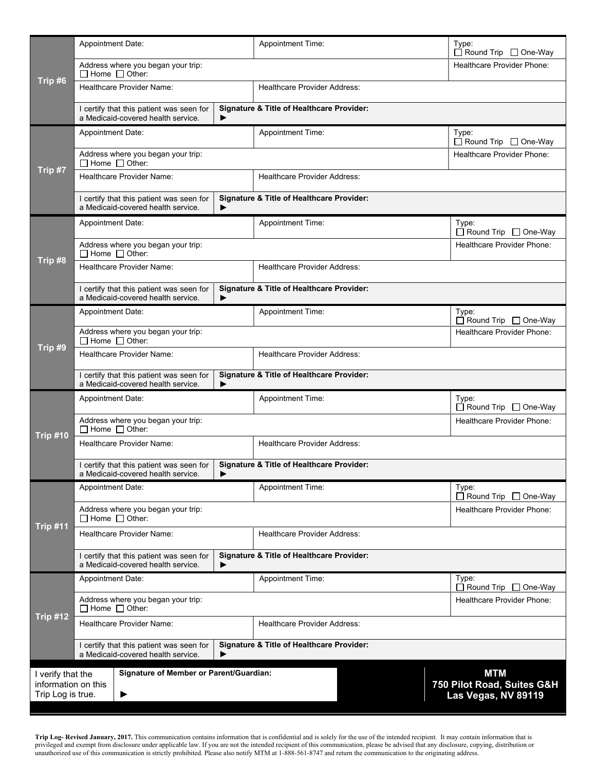| Trip #6 | | | |
|---|---|---|---|
| Appointment Date: | Appointment Time: | | Type: ☐ Round Trip ☐ One-Way |
| Address where you began your trip: ☐ Home ☐ Other: | | | Healthcare Provider Phone: |
| Healthcare Provider Name: | Healthcare Provider Address: | | |
| I certify that this patient was seen for a Medicaid-covered health service. | **Signature & Title of Healthcare Provider:** ► | | |

| Trip #7 | | | |
|---|---|---|---|
| Appointment Date: | Appointment Time: | | Type: ☐ Round Trip ☐ One-Way |
| Address where you began your trip: ☐ Home ☐ Other: | | | Healthcare Provider Phone: |
| Healthcare Provider Name: | Healthcare Provider Address: | | |
| I certify that this patient was seen for a Medicaid-covered health service. | **Signature & Title of Healthcare Provider:** ► | | |

| Trip #8 | | | |
|---|---|---|---|
| Appointment Date: | Appointment Time: | | Type: ☐ Round Trip ☐ One-Way |
| Address where you began your trip: ☐ Home ☐ Other: | | | Healthcare Provider Phone: |
| Healthcare Provider Name: | Healthcare Provider Address: | | |
| I certify that this patient was seen for a Medicaid-covered health service. | **Signature & Title of Healthcare Provider:** ► | | |

| Trip #9 | | | |
|---|---|---|---|
| Appointment Date: | Appointment Time: | | Type: ☐ Round Trip ☐ One-Way |
| Address where you began your trip: ☐ Home ☐ Other: | | | Healthcare Provider Phone: |
| Healthcare Provider Name: | Healthcare Provider Address: | | |
| I certify that this patient was seen for a Medicaid-covered health service. | **Signature & Title of Healthcare Provider:** ► | | |

| Trip #10 | | | |
|---|---|---|---|
| Appointment Date: | Appointment Time: | | Type: ☐ Round Trip ☐ One-Way |
| Address where you began your trip: ☐ Home ☐ Other: | | | Healthcare Provider Phone: |
| Healthcare Provider Name: | Healthcare Provider Address: | | |
| I certify that this patient was seen for a Medicaid-covered health service. | **Signature & Title of Healthcare Provider:** ► | | |

| Trip #11 | | | |
|---|---|---|---|
| Appointment Date: | Appointment Time: | | Type: ☐ Round Trip ☐ One-Way |
| Address where you began your trip: ☐ Home ☐ Other: | | | Healthcare Provider Phone: |
| Healthcare Provider Name: | Healthcare Provider Address: | | |
| I certify that this patient was seen for a Medicaid-covered health service. | **Signature & Title of Healthcare Provider:** ► | | |

| Trip #12 | | | |
|---|---|---|---|
| Appointment Date: | Appointment Time: | | Type: ☐ Round Trip ☐ One-Way |
| Address where you began your trip: ☐ Home ☐ Other: | | | Healthcare Provider Phone: |
| Healthcare Provider Name: | Healthcare Provider Address: | | |
| I certify that this patient was seen for a Medicaid-covered health service. | **Signature & Title of Healthcare Provider:** ► | | |

| I verify that the information on this Trip Log is true. | **Signature of Member or Parent/Guardian:** ► | **MTM**<br>**750 Pilot Road, Suites G&H**<br>**Las Vegas, NV 89119** |
|---|---|---|

**Trip Log- Revised January, 2017.** This communication contains information that is confidential and is solely for the use of the intended recipient. It may contain information that is privileged and exempt from disclosure under applicable law. If you are not the intended recipient of this communication, please be advised that any disclosure, copying, distribution or unauthorized use of this communication is strictly prohibited. Please also notify MTM at 1-888-561-8747 and return the communication to the originating address.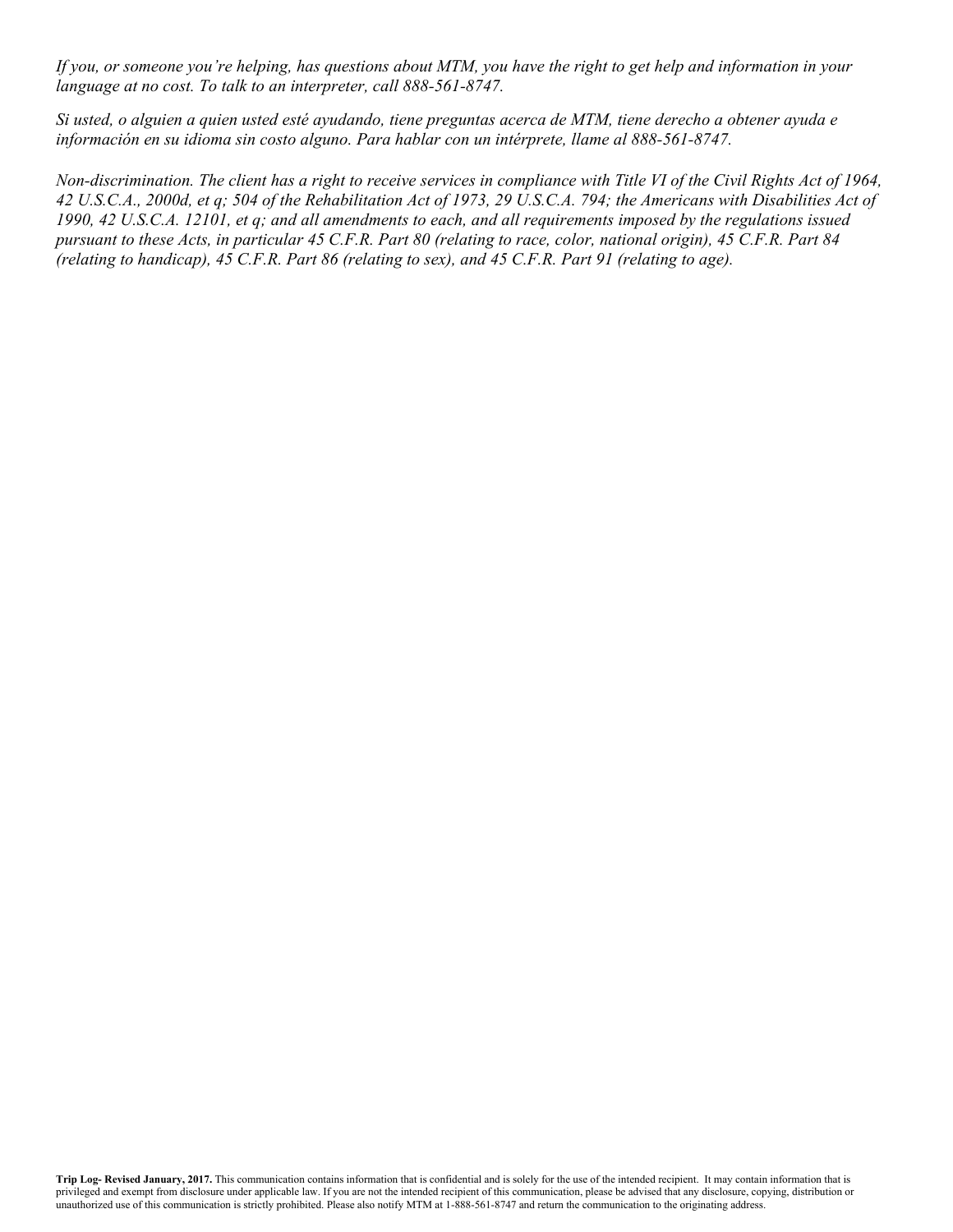*If you, or someone you're helping, has questions about MTM, you have the right to get help and information in your language at no cost. To talk to an interpreter, call 888-561-8747.*

*Si usted, o alguien a quien usted esté ayudando, tiene preguntas acerca de MTM, tiene derecho a obtener ayuda e información en su idioma sin costo alguno. Para hablar con un intérprete, llame al 888-561-8747.*

*Non-discrimination. The client has a right to receive services in compliance with Title VI of the Civil Rights Act of 1964, 42 U.S.C.A., 2000d, et q; 504 of the Rehabilitation Act of 1973, 29 U.S.C.A. 794; the Americans with Disabilities Act of 1990, 42 U.S.C.A. 12101, et q; and all amendments to each, and all requirements imposed by the regulations issued pursuant to these Acts, in particular 45 C.F.R. Part 80 (relating to race, color, national origin), 45 C.F.R. Part 84 (relating to handicap), 45 C.F.R. Part 86 (relating to sex), and 45 C.F.R. Part 91 (relating to age).*